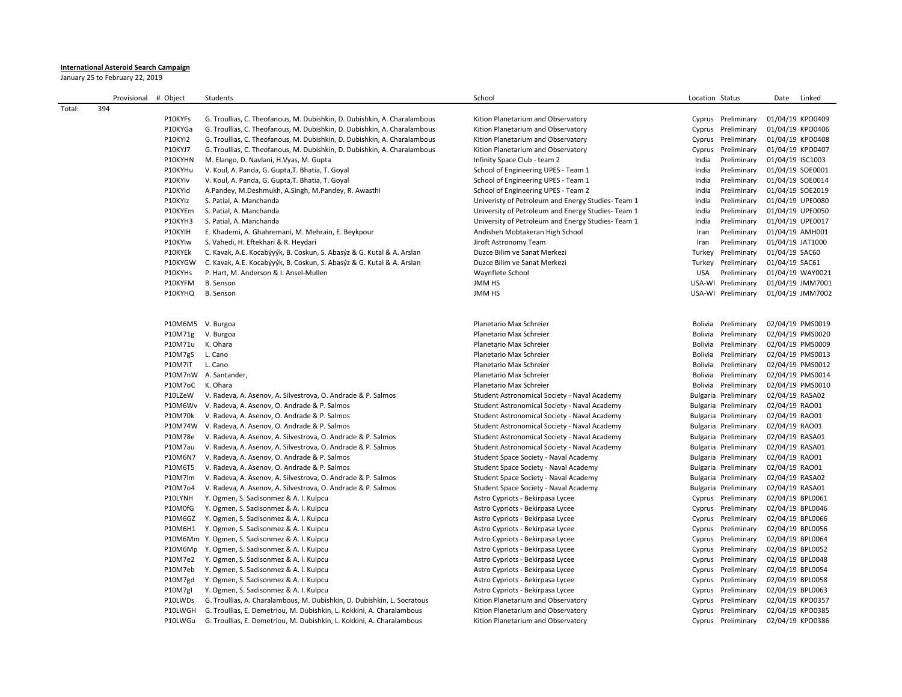**International Asteroid Search Campaign**

January 25 to February 22, 2019

| | | Provisional # | Object | Students | School | Location | Status | Date | Linked |
|---|---|---|---|---|---|---|---|---|---|
| Total: | 394 | | | | | | | | |
| | | | P10KYFs | G. Troullias, C. Theofanous, M. Dubishkin, D. Dubishkin, A. Charalambous | Kition Planetarium and Observatory | Cyprus | Preliminary | 01/04/19 | KPO0409 |
| | | | P10KYGa | G. Troullias, C. Theofanous, M. Dubishkin, D. Dubishkin, A. Charalambous | Kition Planetarium and Observatory | Cyprus | Preliminary | 01/04/19 | KPO0406 |
| | | | P10KYI2 | G. Troullias, C. Theofanous, M. Dubishkin, D. Dubishkin, A. Charalambous | Kition Planetarium and Observatory | Cyprus | Preliminary | 01/04/19 | KPO0408 |
| | | | P10KYJ7 | G. Troullias, C. Theofanous, M. Dubishkin, D. Dubishkin, A. Charalambous | Kition Planetarium and Observatory | Cyprus | Preliminary | 01/04/19 | KPO0407 |
| | | | P10KYHN | M. Elango, D. Navlani, H.Vyas, M. Gupta | Infinity Space Club - team 2 | India | Preliminary | 01/04/19 | ISC1003 |
| | | | P10KYHu | V. Koul, A. Panda, G. Gupta,T. Bhatia, T. Goyal | School of Engineering UPES - Team 1 | India | Preliminary | 01/04/19 | SOE0001 |
| | | | P10KYIv | V. Koul, A. Panda, G. Gupta,T. Bhatia, T. Goyal | School of Engineering UPES - Team 1 | India | Preliminary | 01/04/19 | SOE0014 |
| | | | P10KYId | A.Pandey, M.Deshmukh, A.Singh, M.Pandey, R. Awasthi | School of Engineering UPES - Team 2 | India | Preliminary | 01/04/19 | SOE2019 |
| | | | P10KYIz | S. Patial, A. Manchanda | Univeristy of Petroleum and Energy Studies- Team 1 | India | Preliminary | 01/04/19 | UPE0080 |
| | | | P10KYEm | S. Patial, A. Manchanda | University of Petroleum and Energy Studies- Team 1 | India | Preliminary | 01/04/19 | UPE0050 |
| | | | P10KYH3 | S. Patial, A. Manchanda | University of Petroleum and Energy Studies- Team 1 | India | Preliminary | 01/04/19 | UPE0017 |
| | | | P10KYIH | E. Khademi, A. Ghahremani, M. Mehrain, E. Beykpour | Andisheh Mobtakeran High School | Iran | Preliminary | 01/04/19 | AMH001 |
| | | | P10KYIw | S. Vahedi, H. Eftekhari & R. Heydari | Jiroft Astronomy Team | Iran | Preliminary | 01/04/19 | JAT1000 |
| | | | P10KYEk | C. Kavak, A.E. Kocabýýýk, B. Coskun, S. Abasýz & G. Kutal & A. Arslan | Duzce Bilim ve Sanat Merkezi | Turkey | Preliminary | 01/04/19 | SAC60 |
| | | | P10KYGW | C. Kavak, A.E. Kocabýýýk, B. Coskun, S. Abasýz & G. Kutal & A. Arslan | Duzce Bilim ve Sanat Merkezi | Turkey | Preliminary | 01/04/19 | SAC61 |
| | | | P10KYHs | P. Hart, M. Anderson & I. Ansel-Mullen | Waynflete School | USA | Preliminary | 01/04/19 | WAY0021 |
| | | | P10KYFM | B. Senson | JMM HS | USA-WI | Preliminary | 01/04/19 | JMM7001 |
| | | | P10KYHQ | B. Senson | JMM HS | USA-WI | Preliminary | 01/04/19 | JMM7002 |
| | | | | | | | | | |
| | | | P10M6M5 | V. Burgoa | Planetario Max Schreier | Bolivia | Preliminary | 02/04/19 | PMS0019 |
| | | | P10M71g | V. Burgoa | Planetario Max Schreier | Bolivia | Preliminary | 02/04/19 | PMS0020 |
| | | | P10M71u | K. Ohara | Planetario Max Schreier | Bolivia | Preliminary | 02/04/19 | PMS0009 |
| | | | P10M7gS | L. Cano | Planetario Max Schreier | Bolivia | Preliminary | 02/04/19 | PMS0013 |
| | | | P10M7iT | L. Cano | Planetario Max Schreier | Bolivia | Preliminary | 02/04/19 | PMS0012 |
| | | | P10M7nW | A. Santander, | Planetario Max Schreier | Bolivia | Preliminary | 02/04/19 | PMS0014 |
| | | | P10M7oC | K. Ohara | Planetario Max Schreier | Bolivia | Preliminary | 02/04/19 | PMS0010 |
| | | | P10LZeW | V. Radeva, A. Asenov, A. Silvestrova, O. Andrade & P. Salmos | Student Astronomical Society - Naval Academy | Bulgaria | Preliminary | 02/04/19 | RASA02 |
| | | | P10M6Wv | V. Radeva, A. Asenov, O. Andrade & P. Salmos | Student Astronomical Society - Naval Academy | Bulgaria | Preliminary | 02/04/19 | RAO01 |
| | | | P10M70k | V. Radeva, A. Asenov, O. Andrade & P. Salmos | Student Astronomical Society - Naval Academy | Bulgaria | Preliminary | 02/04/19 | RAO01 |
| | | | P10M74W | V. Radeva, A. Asenov, O. Andrade & P. Salmos | Student Astronomical Society - Naval Academy | Bulgaria | Preliminary | 02/04/19 | RAO01 |
| | | | P10M78e | V. Radeva, A. Asenov, A. Silvestrova, O. Andrade & P. Salmos | Student Astronomical Society - Naval Academy | Bulgaria | Preliminary | 02/04/19 | RASA01 |
| | | | P10M7au | V. Radeva, A. Asenov, A. Silvestrova, O. Andrade & P. Salmos | Student Astronomical Society - Naval Academy | Bulgaria | Preliminary | 02/04/19 | RASA01 |
| | | | P10M6N7 | V. Radeva, A. Asenov, O. Andrade & P. Salmos | Student Space Society - Naval Academy | Bulgaria | Preliminary | 02/04/19 | RAO01 |
| | | | P10M6T5 | V. Radeva, A. Asenov, O. Andrade & P. Salmos | Student Space Society - Naval Academy | Bulgaria | Preliminary | 02/04/19 | RAO01 |
| | | | P10M7lm | V. Radeva, A. Asenov, A. Silvestrova, O. Andrade & P. Salmos | Student Space Society - Naval Academy | Bulgaria | Preliminary | 02/04/19 | RASA02 |
| | | | P10M7o4 | V. Radeva, A. Asenov, A. Silvestrova, O. Andrade & P. Salmos | Student Space Society - Naval Academy | Bulgaria | Preliminary | 02/04/19 | RASA01 |
| | | | P10LYNH | Y. Ogmen, S. Sadisonmez & A. I. Kulpcu | Astro Cypriots - Bekirpasa Lycee | Cyprus | Preliminary | 02/04/19 | BPL0061 |
| | | | P10M0fG | Y. Ogmen, S. Sadisonmez & A. I. Kulpcu | Astro Cypriots - Bekirpasa Lycee | Cyprus | Preliminary | 02/04/19 | BPL0046 |
| | | | P10M6GZ | Y. Ogmen, S. Sadisonmez & A. I. Kulpcu | Astro Cypriots - Bekirpasa Lycee | Cyprus | Preliminary | 02/04/19 | BPL0066 |
| | | | P10M6H1 | Y. Ogmen, S. Sadisonmez & A. I. Kulpcu | Astro Cypriots - Bekirpasa Lycee | Cyprus | Preliminary | 02/04/19 | BPL0056 |
| | | | P10M6Mm | Y. Ogmen, S. Sadisonmez & A. I. Kulpcu | Astro Cypriots - Bekirpasa Lycee | Cyprus | Preliminary | 02/04/19 | BPL0064 |
| | | | P10M6Mp | Y. Ogmen, S. Sadisonmez & A. I. Kulpcu | Astro Cypriots - Bekirpasa Lycee | Cyprus | Preliminary | 02/04/19 | BPL0052 |
| | | | P10M7e2 | Y. Ogmen, S. Sadisonmez & A. I. Kulpcu | Astro Cypriots - Bekirpasa Lycee | Cyprus | Preliminary | 02/04/19 | BPL0048 |
| | | | P10M7eb | Y. Ogmen, S. Sadisonmez & A. I. Kulpcu | Astro Cypriots - Bekirpasa Lycee | Cyprus | Preliminary | 02/04/19 | BPL0054 |
| | | | P10M7gd | Y. Ogmen, S. Sadisonmez & A. I. Kulpcu | Astro Cypriots - Bekirpasa Lycee | Cyprus | Preliminary | 02/04/19 | BPL0058 |
| | | | P10M7gl | Y. Ogmen, S. Sadisonmez & A. I. Kulpcu | Astro Cypriots - Bekirpasa Lycee | Cyprus | Preliminary | 02/04/19 | BPL0063 |
| | | | P10LWDs | G. Troullias, A. Charalambous, M. Dubishkin, D. Dubishkin, L. Socratous | Kition Planetarium and Observatory | Cyprus | Preliminary | 02/04/19 | KPO0357 |
| | | | P10LWGH | G. Troullias, E. Demetriou, M. Dubishkin, L. Kokkini, A. Charalambous | Kition Planetarium and Observatory | Cyprus | Preliminary | 02/04/19 | KPO0385 |
| | | | P10LWGu | G. Troullias, E. Demetriou, M. Dubishkin, L. Kokkini, A. Charalambous | Kition Planetarium and Observatory | Cyprus | Preliminary | 02/04/19 | KPO0386 |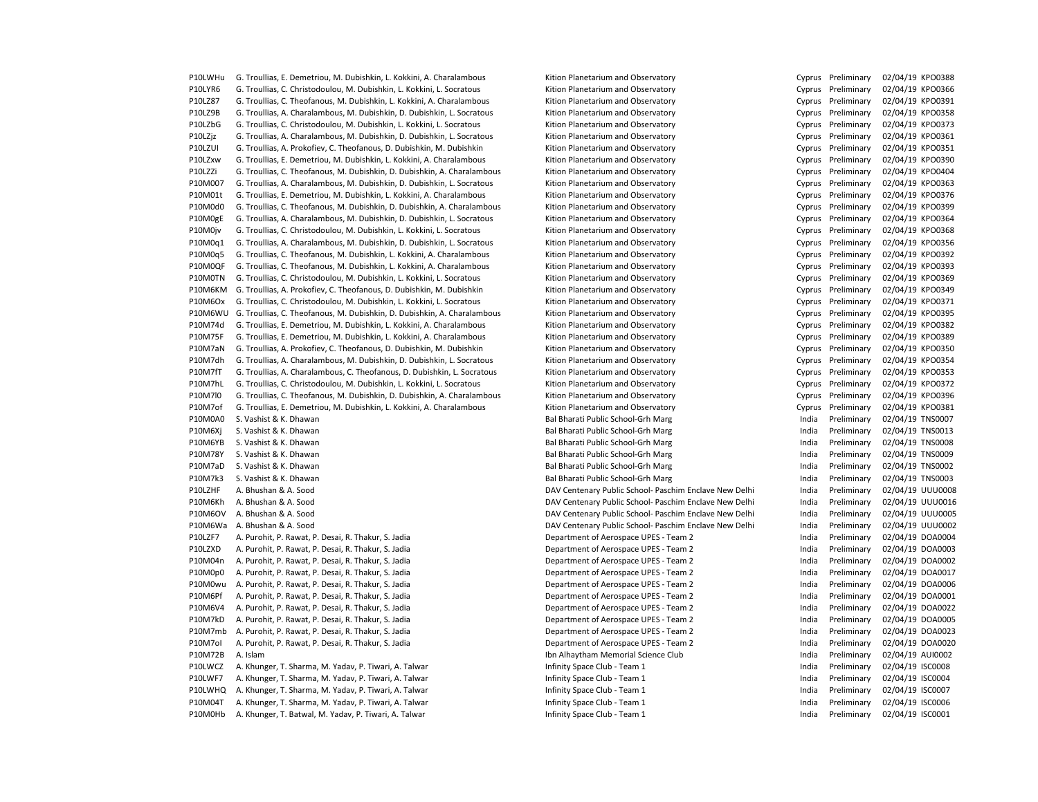| | | | | | | |
|---|---|---|---|---|---|---|
| P10LWHu | G. Troullias, E. Demetriou, M. Dubishkin, L. Kokkini, A. Charalambous | Kition Planetarium and Observatory | Cyprus | Preliminary | 02/04/19 | KPO0388 |
| P10LYR6 | G. Troullias, C. Christodoulou, M. Dubishkin, L. Kokkini, L. Socratous | Kition Planetarium and Observatory | Cyprus | Preliminary | 02/04/19 | KPO0366 |
| P10LZ87 | G. Troullias, C. Theofanous, M. Dubishkin, L. Kokkini, A. Charalambous | Kition Planetarium and Observatory | Cyprus | Preliminary | 02/04/19 | KPO0391 |
| P10LZ9B | G. Troullias, A. Charalambous, M. Dubishkin, D. Dubishkin, L. Socratous | Kition Planetarium and Observatory | Cyprus | Preliminary | 02/04/19 | KPO0358 |
| P10LZbG | G. Troullias, C. Christodoulou, M. Dubishkin, L. Kokkini, L. Socratous | Kition Planetarium and Observatory | Cyprus | Preliminary | 02/04/19 | KPO0373 |
| P10LZjz | G. Troullias, A. Charalambous, M. Dubishkin, D. Dubishkin, L. Socratous | Kition Planetarium and Observatory | Cyprus | Preliminary | 02/04/19 | KPO0361 |
| P10LZUl | G. Troullias, A. Prokofiev, C. Theofanous, D. Dubishkin, M. Dubishkin | Kition Planetarium and Observatory | Cyprus | Preliminary | 02/04/19 | KPO0351 |
| P10LZxw | G. Troullias, E. Demetriou, M. Dubishkin, L. Kokkini, A. Charalambous | Kition Planetarium and Observatory | Cyprus | Preliminary | 02/04/19 | KPO0390 |
| P10LZZi | G. Troullias, C. Theofanous, M. Dubishkin, D. Dubishkin, A. Charalambous | Kition Planetarium and Observatory | Cyprus | Preliminary | 02/04/19 | KPO0404 |
| P10M007 | G. Troullias, A. Charalambous, M. Dubishkin, D. Dubishkin, L. Socratous | Kition Planetarium and Observatory | Cyprus | Preliminary | 02/04/19 | KPO0363 |
| P10M01t | G. Troullias, E. Demetriou, M. Dubishkin, L. Kokkini, A. Charalambous | Kition Planetarium and Observatory | Cyprus | Preliminary | 02/04/19 | KPO0376 |
| P10M0d0 | G. Troullias, C. Theofanous, M. Dubishkin, D. Dubishkin, A. Charalambous | Kition Planetarium and Observatory | Cyprus | Preliminary | 02/04/19 | KPO0399 |
| P10M0gE | G. Troullias, A. Charalambous, M. Dubishkin, D. Dubishkin, L. Socratous | Kition Planetarium and Observatory | Cyprus | Preliminary | 02/04/19 | KPO0364 |
| P10M0jv | G. Troullias, C. Christodoulou, M. Dubishkin, L. Kokkini, L. Socratous | Kition Planetarium and Observatory | Cyprus | Preliminary | 02/04/19 | KPO0368 |
| P10M0q1 | G. Troullias, A. Charalambous, M. Dubishkin, D. Dubishkin, L. Socratous | Kition Planetarium and Observatory | Cyprus | Preliminary | 02/04/19 | KPO0356 |
| P10M0q5 | G. Troullias, C. Theofanous, M. Dubishkin, L. Kokkini, A. Charalambous | Kition Planetarium and Observatory | Cyprus | Preliminary | 02/04/19 | KPO0392 |
| P10M0QF | G. Troullias, C. Theofanous, M. Dubishkin, L. Kokkini, A. Charalambous | Kition Planetarium and Observatory | Cyprus | Preliminary | 02/04/19 | KPO0393 |
| P10M0TN | G. Troullias, C. Christodoulou, M. Dubishkin, L. Kokkini, L. Socratous | Kition Planetarium and Observatory | Cyprus | Preliminary | 02/04/19 | KPO0369 |
| P10M6KM | G. Troullias, A. Prokofiev, C. Theofanous, D. Dubishkin, M. Dubishkin | Kition Planetarium and Observatory | Cyprus | Preliminary | 02/04/19 | KPO0349 |
| P10M6Ox | G. Troullias, C. Christodoulou, M. Dubishkin, L. Kokkini, L. Socratous | Kition Planetarium and Observatory | Cyprus | Preliminary | 02/04/19 | KPO0371 |
| P10M6WU | G. Troullias, C. Theofanous, M. Dubishkin, D. Dubishkin, A. Charalambous | Kition Planetarium and Observatory | Cyprus | Preliminary | 02/04/19 | KPO0395 |
| P10M74d | G. Troullias, E. Demetriou, M. Dubishkin, L. Kokkini, A. Charalambous | Kition Planetarium and Observatory | Cyprus | Preliminary | 02/04/19 | KPO0382 |
| P10M75F | G. Troullias, E. Demetriou, M. Dubishkin, L. Kokkini, A. Charalambous | Kition Planetarium and Observatory | Cyprus | Preliminary | 02/04/19 | KPO0389 |
| P10M7aN | G. Troullias, A. Prokofiev, C. Theofanous, D. Dubishkin, M. Dubishkin | Kition Planetarium and Observatory | Cyprus | Preliminary | 02/04/19 | KPO0350 |
| P10M7dh | G. Troullias, A. Charalambous, M. Dubishkin, D. Dubishkin, L. Socratous | Kition Planetarium and Observatory | Cyprus | Preliminary | 02/04/19 | KPO0354 |
| P10M7fT | G. Troullias, A. Charalambous, C. Theofanous, D. Dubishkin, L. Socratous | Kition Planetarium and Observatory | Cyprus | Preliminary | 02/04/19 | KPO0353 |
| P10M7hL | G. Troullias, C. Christodoulou, M. Dubishkin, L. Kokkini, L. Socratous | Kition Planetarium and Observatory | Cyprus | Preliminary | 02/04/19 | KPO0372 |
| P10M7l0 | G. Troullias, C. Theofanous, M. Dubishkin, D. Dubishkin, A. Charalambous | Kition Planetarium and Observatory | Cyprus | Preliminary | 02/04/19 | KPO0396 |
| P10M7of | G. Troullias, E. Demetriou, M. Dubishkin, L. Kokkini, A. Charalambous | Kition Planetarium and Observatory | Cyprus | Preliminary | 02/04/19 | KPO0381 |
| P10M0A0 | S. Vashist & K. Dhawan | Bal Bharati Public School-Grh Marg | India | Preliminary | 02/04/19 | TNS0007 |
| P10M6Xj | S. Vashist & K. Dhawan | Bal Bharati Public School-Grh Marg | India | Preliminary | 02/04/19 | TNS0013 |
| P10M6YB | S. Vashist & K. Dhawan | Bal Bharati Public School-Grh Marg | India | Preliminary | 02/04/19 | TNS0008 |
| P10M78Y | S. Vashist & K. Dhawan | Bal Bharati Public School-Grh Marg | India | Preliminary | 02/04/19 | TNS0009 |
| P10M7aD | S. Vashist & K. Dhawan | Bal Bharati Public School-Grh Marg | India | Preliminary | 02/04/19 | TNS0002 |
| P10M7k3 | S. Vashist & K. Dhawan | Bal Bharati Public School-Grh Marg | India | Preliminary | 02/04/19 | TNS0003 |
| P10LZHF | A. Bhushan & A. Sood | DAV Centenary Public School- Paschim Enclave New Delhi | India | Preliminary | 02/04/19 | UUU0008 |
| P10M6Kh | A. Bhushan & A. Sood | DAV Centenary Public School- Paschim Enclave New Delhi | India | Preliminary | 02/04/19 | UUU0016 |
| P10M6OV | A. Bhushan & A. Sood | DAV Centenary Public School- Paschim Enclave New Delhi | India | Preliminary | 02/04/19 | UUU0005 |
| P10M6Wa | A. Bhushan & A. Sood | DAV Centenary Public School- Paschim Enclave New Delhi | India | Preliminary | 02/04/19 | UUU0002 |
| P10LZF7 | A. Purohit, P. Rawat, P. Desai, R. Thakur, S. Jadia | Department of Aerospace UPES - Team 2 | India | Preliminary | 02/04/19 | DOA0004 |
| P10LZXD | A. Purohit, P. Rawat, P. Desai, R. Thakur, S. Jadia | Department of Aerospace UPES - Team 2 | India | Preliminary | 02/04/19 | DOA0003 |
| P10M04n | A. Purohit, P. Rawat, P. Desai, R. Thakur, S. Jadia | Department of Aerospace UPES - Team 2 | India | Preliminary | 02/04/19 | DOA0002 |
| P10M0p0 | A. Purohit, P. Rawat, P. Desai, R. Thakur, S. Jadia | Department of Aerospace UPES - Team 2 | India | Preliminary | 02/04/19 | DOA0017 |
| P10M0wu | A. Purohit, P. Rawat, P. Desai, R. Thakur, S. Jadia | Department of Aerospace UPES - Team 2 | India | Preliminary | 02/04/19 | DOA0006 |
| P10M6Pf | A. Purohit, P. Rawat, P. Desai, R. Thakur, S. Jadia | Department of Aerospace UPES - Team 2 | India | Preliminary | 02/04/19 | DOA0001 |
| P10M6V4 | A. Purohit, P. Rawat, P. Desai, R. Thakur, S. Jadia | Department of Aerospace UPES - Team 2 | India | Preliminary | 02/04/19 | DOA0022 |
| P10M7kD | A. Purohit, P. Rawat, P. Desai, R. Thakur, S. Jadia | Department of Aerospace UPES - Team 2 | India | Preliminary | 02/04/19 | DOA0005 |
| P10M7mb | A. Purohit, P. Rawat, P. Desai, R. Thakur, S. Jadia | Department of Aerospace UPES - Team 2 | India | Preliminary | 02/04/19 | DOA0023 |
| P10M7oI | A. Purohit, P. Rawat, P. Desai, R. Thakur, S. Jadia | Department of Aerospace UPES - Team 2 | India | Preliminary | 02/04/19 | DOA0020 |
| P10M72B | A. Islam | Ibn Alhaytham Memorial Science Club | India | Preliminary | 02/04/19 | AUI0002 |
| P10LWCZ | A. Khunger, T. Sharma, M. Yadav, P. Tiwari, A. Talwar | Infinity Space Club - Team 1 | India | Preliminary | 02/04/19 | ISC0008 |
| P10LWF7 | A. Khunger, T. Sharma, M. Yadav, P. Tiwari, A. Talwar | Infinity Space Club - Team 1 | India | Preliminary | 02/04/19 | ISC0004 |
| P10LWHQ | A. Khunger, T. Sharma, M. Yadav, P. Tiwari, A. Talwar | Infinity Space Club - Team 1 | India | Preliminary | 02/04/19 | ISC0007 |
| P10M04T | A. Khunger, T. Sharma, M. Yadav, P. Tiwari, A. Talwar | Infinity Space Club - Team 1 | India | Preliminary | 02/04/19 | ISC0006 |
| P10M0Hb | A. Khunger, T. Batwal, M. Yadav, P. Tiwari, A. Talwar | Infinity Space Club - Team 1 | India | Preliminary | 02/04/19 | ISC0001 |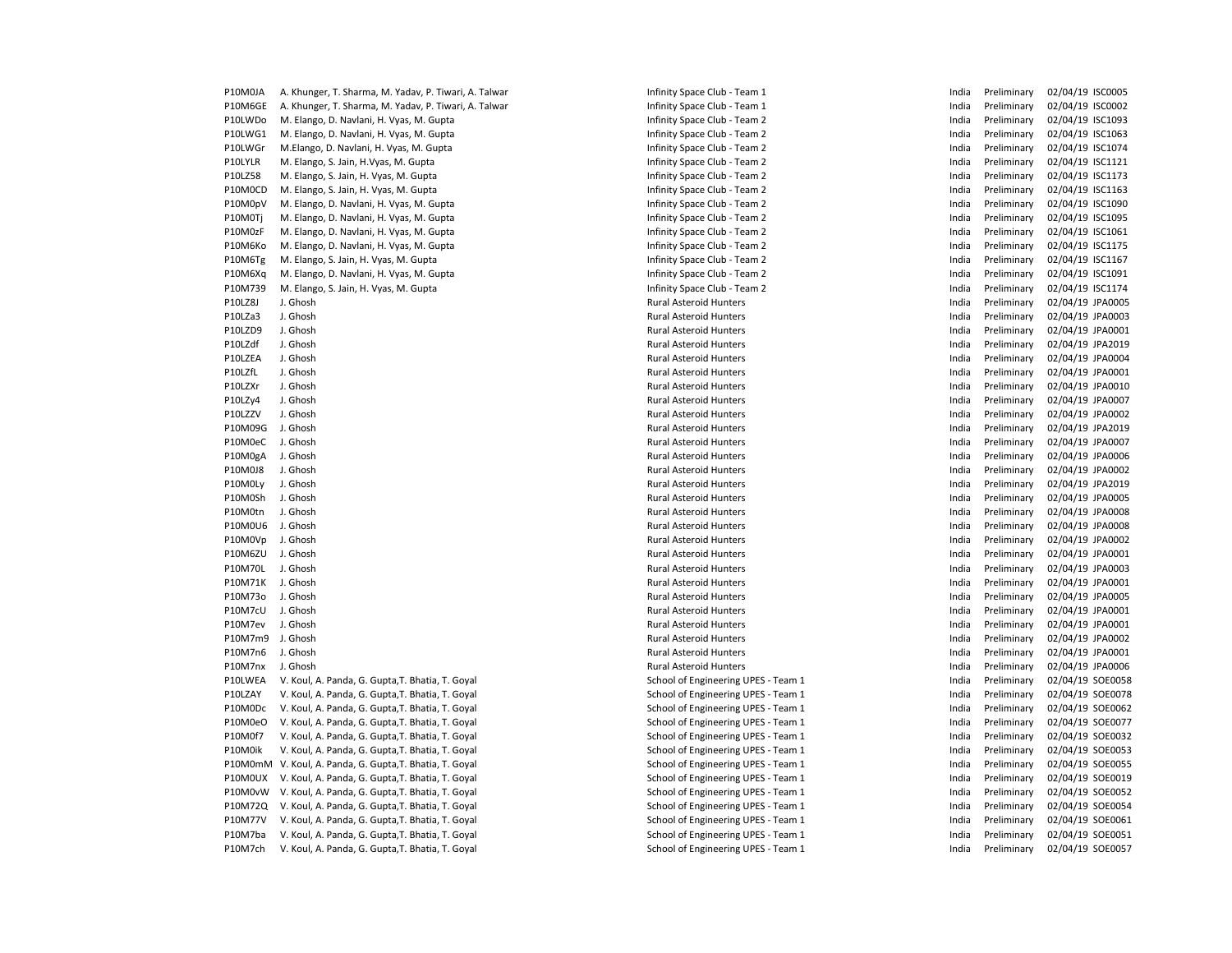| | | | | | | |
|---|---|---|---|---|---|---|
| P10M0JA | A. Khunger, T. Sharma, M. Yadav, P. Tiwari, A. Talwar | Infinity Space Club - Team 1 | India | Preliminary | 02/04/19 | ISC0005 |
| P10M6GE | A. Khunger, T. Sharma, M. Yadav, P. Tiwari, A. Talwar | Infinity Space Club - Team 1 | India | Preliminary | 02/04/19 | ISC0002 |
| P10LWDo | M. Elango, D. Navlani, H. Vyas, M. Gupta | Infinity Space Club - Team 2 | India | Preliminary | 02/04/19 | ISC1093 |
| P10LWG1 | M. Elango, D. Navlani, H. Vyas, M. Gupta | Infinity Space Club - Team 2 | India | Preliminary | 02/04/19 | ISC1063 |
| P10LWGr | M.Elango, D. Navlani, H. Vyas, M. Gupta | Infinity Space Club - Team 2 | India | Preliminary | 02/04/19 | ISC1074 |
| P10LYLR | M. Elango, S. Jain, H.Vyas, M. Gupta | Infinity Space Club - Team 2 | India | Preliminary | 02/04/19 | ISC1121 |
| P10LZ58 | M. Elango, S. Jain, H. Vyas, M. Gupta | Infinity Space Club - Team 2 | India | Preliminary | 02/04/19 | ISC1173 |
| P10M0CD | M. Elango, S. Jain, H. Vyas, M. Gupta | Infinity Space Club - Team 2 | India | Preliminary | 02/04/19 | ISC1163 |
| P10M0pV | M. Elango, D. Navlani, H. Vyas, M. Gupta | Infinity Space Club - Team 2 | India | Preliminary | 02/04/19 | ISC1090 |
| P10M0Tj | M. Elango, D. Navlani, H. Vyas, M. Gupta | Infinity Space Club - Team 2 | India | Preliminary | 02/04/19 | ISC1095 |
| P10M0zF | M. Elango, D. Navlani, H. Vyas, M. Gupta | Infinity Space Club - Team 2 | India | Preliminary | 02/04/19 | ISC1061 |
| P10M6Ko | M. Elango, D. Navlani, H. Vyas, M. Gupta | Infinity Space Club - Team 2 | India | Preliminary | 02/04/19 | ISC1175 |
| P10M6Tg | M. Elango, S. Jain, H. Vyas, M. Gupta | Infinity Space Club - Team 2 | India | Preliminary | 02/04/19 | ISC1167 |
| P10M6Xq | M. Elango, D. Navlani, H. Vyas, M. Gupta | Infinity Space Club - Team 2 | India | Preliminary | 02/04/19 | ISC1091 |
| P10M739 | M. Elango, S. Jain, H. Vyas, M. Gupta | Infinity Space Club - Team 2 | India | Preliminary | 02/04/19 | ISC1174 |
| P10LZ8J | J. Ghosh | Rural Asteroid Hunters | India | Preliminary | 02/04/19 | JPA0005 |
| P10LZa3 | J. Ghosh | Rural Asteroid Hunters | India | Preliminary | 02/04/19 | JPA0003 |
| P10LZD9 | J. Ghosh | Rural Asteroid Hunters | India | Preliminary | 02/04/19 | JPA0001 |
| P10LZdf | J. Ghosh | Rural Asteroid Hunters | India | Preliminary | 02/04/19 | JPA2019 |
| P10LZEA | J. Ghosh | Rural Asteroid Hunters | India | Preliminary | 02/04/19 | JPA0004 |
| P10LZfL | J. Ghosh | Rural Asteroid Hunters | India | Preliminary | 02/04/19 | JPA0001 |
| P10LZXr | J. Ghosh | Rural Asteroid Hunters | India | Preliminary | 02/04/19 | JPA0010 |
| P10LZy4 | J. Ghosh | Rural Asteroid Hunters | India | Preliminary | 02/04/19 | JPA0007 |
| P10LZZV | J. Ghosh | Rural Asteroid Hunters | India | Preliminary | 02/04/19 | JPA0002 |
| P10M09G | J. Ghosh | Rural Asteroid Hunters | India | Preliminary | 02/04/19 | JPA2019 |
| P10M0eC | J. Ghosh | Rural Asteroid Hunters | India | Preliminary | 02/04/19 | JPA0007 |
| P10M0gA | J. Ghosh | Rural Asteroid Hunters | India | Preliminary | 02/04/19 | JPA0006 |
| P10M0J8 | J. Ghosh | Rural Asteroid Hunters | India | Preliminary | 02/04/19 | JPA0002 |
| P10M0Ly | J. Ghosh | Rural Asteroid Hunters | India | Preliminary | 02/04/19 | JPA2019 |
| P10M0Sh | J. Ghosh | Rural Asteroid Hunters | India | Preliminary | 02/04/19 | JPA0005 |
| P10M0tn | J. Ghosh | Rural Asteroid Hunters | India | Preliminary | 02/04/19 | JPA0008 |
| P10M0U6 | J. Ghosh | Rural Asteroid Hunters | India | Preliminary | 02/04/19 | JPA0008 |
| P10M0Vp | J. Ghosh | Rural Asteroid Hunters | India | Preliminary | 02/04/19 | JPA0002 |
| P10M6ZU | J. Ghosh | Rural Asteroid Hunters | India | Preliminary | 02/04/19 | JPA0001 |
| P10M70L | J. Ghosh | Rural Asteroid Hunters | India | Preliminary | 02/04/19 | JPA0003 |
| P10M71K | J. Ghosh | Rural Asteroid Hunters | India | Preliminary | 02/04/19 | JPA0001 |
| P10M73o | J. Ghosh | Rural Asteroid Hunters | India | Preliminary | 02/04/19 | JPA0005 |
| P10M7cU | J. Ghosh | Rural Asteroid Hunters | India | Preliminary | 02/04/19 | JPA0001 |
| P10M7ev | J. Ghosh | Rural Asteroid Hunters | India | Preliminary | 02/04/19 | JPA0001 |
| P10M7m9 | J. Ghosh | Rural Asteroid Hunters | India | Preliminary | 02/04/19 | JPA0002 |
| P10M7n6 | J. Ghosh | Rural Asteroid Hunters | India | Preliminary | 02/04/19 | JPA0001 |
| P10M7nx | J. Ghosh | Rural Asteroid Hunters | India | Preliminary | 02/04/19 | JPA0006 |
| P10LWEA | V. Koul, A. Panda, G. Gupta,T. Bhatia, T. Goyal | School of Engineering UPES - Team 1 | India | Preliminary | 02/04/19 | SOE0058 |
| P10LZAY | V. Koul, A. Panda, G. Gupta,T. Bhatia, T. Goyal | School of Engineering UPES - Team 1 | India | Preliminary | 02/04/19 | SOE0078 |
| P10M0Dc | V. Koul, A. Panda, G. Gupta,T. Bhatia, T. Goyal | School of Engineering UPES - Team 1 | India | Preliminary | 02/04/19 | SOE0062 |
| P10M0eO | V. Koul, A. Panda, G. Gupta,T. Bhatia, T. Goyal | School of Engineering UPES - Team 1 | India | Preliminary | 02/04/19 | SOE0077 |
| P10M0f7 | V. Koul, A. Panda, G. Gupta,T. Bhatia, T. Goyal | School of Engineering UPES - Team 1 | India | Preliminary | 02/04/19 | SOE0032 |
| P10M0ik | V. Koul, A. Panda, G. Gupta,T. Bhatia, T. Goyal | School of Engineering UPES - Team 1 | India | Preliminary | 02/04/19 | SOE0053 |
| P10M0mM | V. Koul, A. Panda, G. Gupta,T. Bhatia, T. Goyal | School of Engineering UPES - Team 1 | India | Preliminary | 02/04/19 | SOE0055 |
| P10M0UX | V. Koul, A. Panda, G. Gupta,T. Bhatia, T. Goyal | School of Engineering UPES - Team 1 | India | Preliminary | 02/04/19 | SOE0019 |
| P10M0vW | V. Koul, A. Panda, G. Gupta,T. Bhatia, T. Goyal | School of Engineering UPES - Team 1 | India | Preliminary | 02/04/19 | SOE0052 |
| P10M72Q | V. Koul, A. Panda, G. Gupta,T. Bhatia, T. Goyal | School of Engineering UPES - Team 1 | India | Preliminary | 02/04/19 | SOE0054 |
| P10M77V | V. Koul, A. Panda, G. Gupta,T. Bhatia, T. Goyal | School of Engineering UPES - Team 1 | India | Preliminary | 02/04/19 | SOE0061 |
| P10M7ba | V. Koul, A. Panda, G. Gupta,T. Bhatia, T. Goyal | School of Engineering UPES - Team 1 | India | Preliminary | 02/04/19 | SOE0051 |
| P10M7ch | V. Koul, A. Panda, G. Gupta,T. Bhatia, T. Goyal | School of Engineering UPES - Team 1 | India | Preliminary | 02/04/19 | SOE0057 |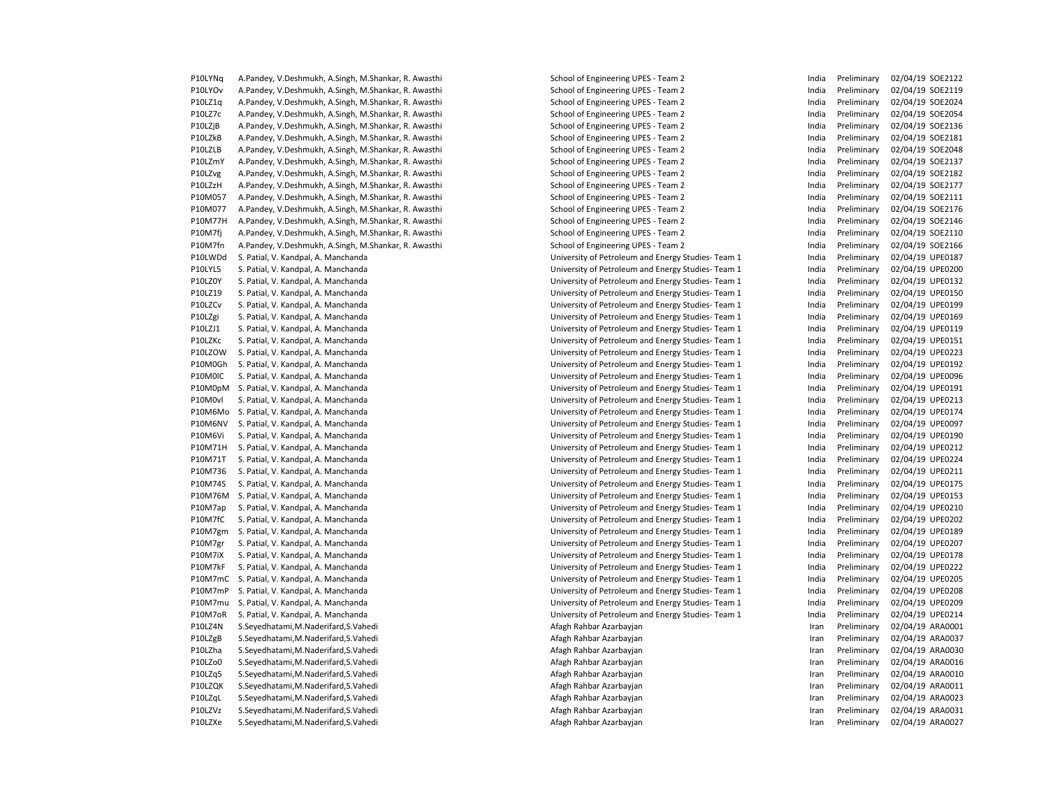| | | | | | | |
|---|---|---|---|---|---|---|
| P10LYNq | A.Pandey, V.Deshmukh, A.Singh, M.Shankar, R. Awasthi | School of Engineering UPES - Team 2 | India | Preliminary | 02/04/19 | SOE2122 |
| P10LYOv | A.Pandey, V.Deshmukh, A.Singh, M.Shankar, R. Awasthi | School of Engineering UPES - Team 2 | India | Preliminary | 02/04/19 | SOE2119 |
| P10LZ1q | A.Pandey, V.Deshmukh, A.Singh, M.Shankar, R. Awasthi | School of Engineering UPES - Team 2 | India | Preliminary | 02/04/19 | SOE2024 |
| P10LZ7c | A.Pandey, V.Deshmukh, A.Singh, M.Shankar, R. Awasthi | School of Engineering UPES - Team 2 | India | Preliminary | 02/04/19 | SOE2054 |
| P10LZjB | A.Pandey, V.Deshmukh, A.Singh, M.Shankar, R. Awasthi | School of Engineering UPES - Team 2 | India | Preliminary | 02/04/19 | SOE2136 |
| P10LZkB | A.Pandey, V.Deshmukh, A.Singh, M.Shankar, R. Awasthi | School of Engineering UPES - Team 2 | India | Preliminary | 02/04/19 | SOE2181 |
| P10LZLB | A.Pandey, V.Deshmukh, A.Singh, M.Shankar, R. Awasthi | School of Engineering UPES - Team 2 | India | Preliminary | 02/04/19 | SOE2048 |
| P10LZmY | A.Pandey, V.Deshmukh, A.Singh, M.Shankar, R. Awasthi | School of Engineering UPES - Team 2 | India | Preliminary | 02/04/19 | SOE2137 |
| P10LZvg | A.Pandey, V.Deshmukh, A.Singh, M.Shankar, R. Awasthi | School of Engineering UPES - Team 2 | India | Preliminary | 02/04/19 | SOE2182 |
| P10LZzH | A.Pandey, V.Deshmukh, A.Singh, M.Shankar, R. Awasthi | School of Engineering UPES - Team 2 | India | Preliminary | 02/04/19 | SOE2177 |
| P10M057 | A.Pandey, V.Deshmukh, A.Singh, M.Shankar, R. Awasthi | School of Engineering UPES - Team 2 | India | Preliminary | 02/04/19 | SOE2111 |
| P10M077 | A.Pandey, V.Deshmukh, A.Singh, M.Shankar, R. Awasthi | School of Engineering UPES - Team 2 | India | Preliminary | 02/04/19 | SOE2176 |
| P10M77H | A.Pandey, V.Deshmukh, A.Singh, M.Shankar, R. Awasthi | School of Engineering UPES - Team 2 | India | Preliminary | 02/04/19 | SOE2146 |
| P10M7fj | A.Pandey, V.Deshmukh, A.Singh, M.Shankar, R. Awasthi | School of Engineering UPES - Team 2 | India | Preliminary | 02/04/19 | SOE2110 |
| P10M7fn | A.Pandey, V.Deshmukh, A.Singh, M.Shankar, R. Awasthi | School of Engineering UPES - Team 2 | India | Preliminary | 02/04/19 | SOE2166 |
| P10LWDd | S. Patial, V. Kandpal, A. Manchanda | University of Petroleum and Energy Studies- Team 1 | India | Preliminary | 02/04/19 | UPE0187 |
| P10LYL5 | S. Patial, V. Kandpal, A. Manchanda | University of Petroleum and Energy Studies- Team 1 | India | Preliminary | 02/04/19 | UPE0200 |
| P10LZ0Y | S. Patial, V. Kandpal, A. Manchanda | University of Petroleum and Energy Studies- Team 1 | India | Preliminary | 02/04/19 | UPE0132 |
| P10LZ19 | S. Patial, V. Kandpal, A. Manchanda | University of Petroleum and Energy Studies- Team 1 | India | Preliminary | 02/04/19 | UPE0150 |
| P10LZCv | S. Patial, V. Kandpal, A. Manchanda | University of Petroleum and Energy Studies- Team 1 | India | Preliminary | 02/04/19 | UPE0199 |
| P10LZgi | S. Patial, V. Kandpal, A. Manchanda | University of Petroleum and Energy Studies- Team 1 | India | Preliminary | 02/04/19 | UPE0169 |
| P10LZJ1 | S. Patial, V. Kandpal, A. Manchanda | University of Petroleum and Energy Studies- Team 1 | India | Preliminary | 02/04/19 | UPE0119 |
| P10LZKc | S. Patial, V. Kandpal, A. Manchanda | University of Petroleum and Energy Studies- Team 1 | India | Preliminary | 02/04/19 | UPE0151 |
| P10LZOW | S. Patial, V. Kandpal, A. Manchanda | University of Petroleum and Energy Studies- Team 1 | India | Preliminary | 02/04/19 | UPE0223 |
| P10M0Gh | S. Patial, V. Kandpal, A. Manchanda | University of Petroleum and Energy Studies- Team 1 | India | Preliminary | 02/04/19 | UPE0192 |
| P10M0lC | S. Patial, V. Kandpal, A. Manchanda | University of Petroleum and Energy Studies- Team 1 | India | Preliminary | 02/04/19 | UPE0096 |
| P10M0pM | S. Patial, V. Kandpal, A. Manchanda | University of Petroleum and Energy Studies- Team 1 | India | Preliminary | 02/04/19 | UPE0191 |
| P10M0vl | S. Patial, V. Kandpal, A. Manchanda | University of Petroleum and Energy Studies- Team 1 | India | Preliminary | 02/04/19 | UPE0213 |
| P10M6Mo | S. Patial, V. Kandpal, A. Manchanda | University of Petroleum and Energy Studies- Team 1 | India | Preliminary | 02/04/19 | UPE0174 |
| P10M6NV | S. Patial, V. Kandpal, A. Manchanda | University of Petroleum and Energy Studies- Team 1 | India | Preliminary | 02/04/19 | UPE0097 |
| P10M6Vi | S. Patial, V. Kandpal, A. Manchanda | University of Petroleum and Energy Studies- Team 1 | India | Preliminary | 02/04/19 | UPE0190 |
| P10M71H | S. Patial, V. Kandpal, A. Manchanda | University of Petroleum and Energy Studies- Team 1 | India | Preliminary | 02/04/19 | UPE0212 |
| P10M71T | S. Patial, V. Kandpal, A. Manchanda | University of Petroleum and Energy Studies- Team 1 | India | Preliminary | 02/04/19 | UPE0224 |
| P10M736 | S. Patial, V. Kandpal, A. Manchanda | University of Petroleum and Energy Studies- Team 1 | India | Preliminary | 02/04/19 | UPE0211 |
| P10M74S | S. Patial, V. Kandpal, A. Manchanda | University of Petroleum and Energy Studies- Team 1 | India | Preliminary | 02/04/19 | UPE0175 |
| P10M76M | S. Patial, V. Kandpal, A. Manchanda | University of Petroleum and Energy Studies- Team 1 | India | Preliminary | 02/04/19 | UPE0153 |
| P10M7ap | S. Patial, V. Kandpal, A. Manchanda | University of Petroleum and Energy Studies- Team 1 | India | Preliminary | 02/04/19 | UPE0210 |
| P10M7fC | S. Patial, V. Kandpal, A. Manchanda | University of Petroleum and Energy Studies- Team 1 | India | Preliminary | 02/04/19 | UPE0202 |
| P10M7gm | S. Patial, V. Kandpal, A. Manchanda | University of Petroleum and Energy Studies- Team 1 | India | Preliminary | 02/04/19 | UPE0189 |
| P10M7gr | S. Patial, V. Kandpal, A. Manchanda | University of Petroleum and Energy Studies- Team 1 | India | Preliminary | 02/04/19 | UPE0207 |
| P10M7iX | S. Patial, V. Kandpal, A. Manchanda | University of Petroleum and Energy Studies- Team 1 | India | Preliminary | 02/04/19 | UPE0178 |
| P10M7kF | S. Patial, V. Kandpal, A. Manchanda | University of Petroleum and Energy Studies- Team 1 | India | Preliminary | 02/04/19 | UPE0222 |
| P10M7mC | S. Patial, V. Kandpal, A. Manchanda | University of Petroleum and Energy Studies- Team 1 | India | Preliminary | 02/04/19 | UPE0205 |
| P10M7mP | S. Patial, V. Kandpal, A. Manchanda | University of Petroleum and Energy Studies- Team 1 | India | Preliminary | 02/04/19 | UPE0208 |
| P10M7mu | S. Patial, V. Kandpal, A. Manchanda | University of Petroleum and Energy Studies- Team 1 | India | Preliminary | 02/04/19 | UPE0209 |
| P10M7oR | S. Patial, V. Kandpal, A. Manchanda | University of Petroleum and Energy Studies- Team 1 | India | Preliminary | 02/04/19 | UPE0214 |
| P10LZ4N | S.Seyedhatami,M.Naderifard,S.Vahedi | Afagh Rahbar Azarbayjan | Iran | Preliminary | 02/04/19 | ARA0001 |
| P10LZgB | S.Seyedhatami,M.Naderifard,S.Vahedi | Afagh Rahbar Azarbayjan | Iran | Preliminary | 02/04/19 | ARA0037 |
| P10LZha | S.Seyedhatami,M.Naderifard,S.Vahedi | Afagh Rahbar Azarbayjan | Iran | Preliminary | 02/04/19 | ARA0030 |
| P10LZo0 | S.Seyedhatami,M.Naderifard,S.Vahedi | Afagh Rahbar Azarbayjan | Iran | Preliminary | 02/04/19 | ARA0016 |
| P10LZq5 | S.Seyedhatami,M.Naderifard,S.Vahedi | Afagh Rahbar Azarbayjan | Iran | Preliminary | 02/04/19 | ARA0010 |
| P10LZQK | S.Seyedhatami,M.Naderifard,S.Vahedi | Afagh Rahbar Azarbayjan | Iran | Preliminary | 02/04/19 | ARA0011 |
| P10LZqL | S.Seyedhatami,M.Naderifard,S.Vahedi | Afagh Rahbar Azarbayjan | Iran | Preliminary | 02/04/19 | ARA0023 |
| P10LZVz | S.Seyedhatami,M.Naderifard,S.Vahedi | Afagh Rahbar Azarbayjan | Iran | Preliminary | 02/04/19 | ARA0031 |
| P10LZXe | S.Seyedhatami,M.Naderifard,S.Vahedi | Afagh Rahbar Azarbayjan | Iran | Preliminary | 02/04/19 | ARA0027 |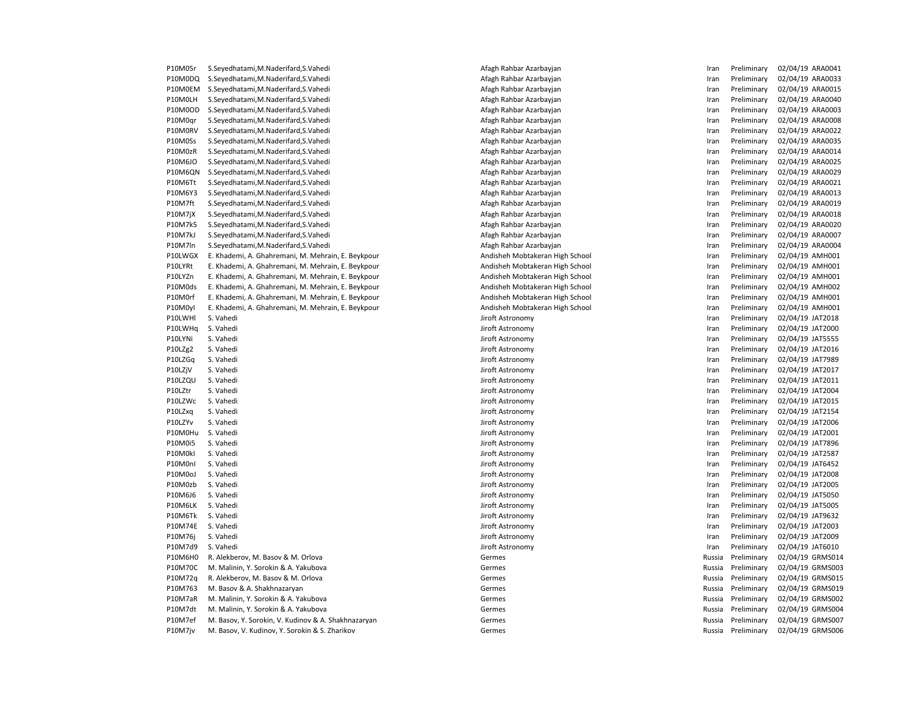| | | | | | | |
|---|---|---|---|---|---|---|
| P10M05r | S.Seyedhatami,M.Naderifard,S.Vahedi | Afagh Rahbar Azarbayjan | Iran | Preliminary | 02/04/19 | ARA0041 |
| P10M0DQ | S.Seyedhatami,M.Naderifard,S.Vahedi | Afagh Rahbar Azarbayjan | Iran | Preliminary | 02/04/19 | ARA0033 |
| P10M0EM | S.Seyedhatami,M.Naderifard,S.Vahedi | Afagh Rahbar Azarbayjan | Iran | Preliminary | 02/04/19 | ARA0015 |
| P10M0LH | S.Seyedhatami,M.Naderifard,S.Vahedi | Afagh Rahbar Azarbayjan | Iran | Preliminary | 02/04/19 | ARA0040 |
| P10M0OD | S.Seyedhatami,M.Naderifard,S.Vahedi | Afagh Rahbar Azarbayjan | Iran | Preliminary | 02/04/19 | ARA0003 |
| P10M0qr | S.Seyedhatami,M.Naderifard,S.Vahedi | Afagh Rahbar Azarbayjan | Iran | Preliminary | 02/04/19 | ARA0008 |
| P10M0RV | S.Seyedhatami,M.Naderifard,S.Vahedi | Afagh Rahbar Azarbayjan | Iran | Preliminary | 02/04/19 | ARA0022 |
| P10M0Ss | S.Seyedhatami,M.Naderifard,S.Vahedi | Afagh Rahbar Azarbayjan | Iran | Preliminary | 02/04/19 | ARA0035 |
| P10M0zR | S.Seyedhatami,M.Naderifard,S.Vahedi | Afagh Rahbar Azarbayjan | Iran | Preliminary | 02/04/19 | ARA0014 |
| P10M6JO | S.Seyedhatami,M.Naderifard,S.Vahedi | Afagh Rahbar Azarbayjan | Iran | Preliminary | 02/04/19 | ARA0025 |
| P10M6QN | S.Seyedhatami,M.Naderifard,S.Vahedi | Afagh Rahbar Azarbayjan | Iran | Preliminary | 02/04/19 | ARA0029 |
| P10M6Tt | S.Seyedhatami,M.Naderifard,S.Vahedi | Afagh Rahbar Azarbayjan | Iran | Preliminary | 02/04/19 | ARA0021 |
| P10M6Y3 | S.Seyedhatami,M.Naderifard,S.Vahedi | Afagh Rahbar Azarbayjan | Iran | Preliminary | 02/04/19 | ARA0013 |
| P10M7ft | S.Seyedhatami,M.Naderifard,S.Vahedi | Afagh Rahbar Azarbayjan | Iran | Preliminary | 02/04/19 | ARA0019 |
| P10M7jX | S.Seyedhatami,M.Naderifard,S.Vahedi | Afagh Rahbar Azarbayjan | Iran | Preliminary | 02/04/19 | ARA0018 |
| P10M7k5 | S.Seyedhatami,M.Naderifard,S.Vahedi | Afagh Rahbar Azarbayjan | Iran | Preliminary | 02/04/19 | ARA0020 |
| P10M7kJ | S.Seyedhatami,M.Naderifard,S.Vahedi | Afagh Rahbar Azarbayjan | Iran | Preliminary | 02/04/19 | ARA0007 |
| P10M7ln | S.Seyedhatami,M.Naderifard,S.Vahedi | Afagh Rahbar Azarbayjan | Iran | Preliminary | 02/04/19 | ARA0004 |
| P10LWGX | E. Khademi, A. Ghahremani, M. Mehrain, E. Beykpour | Andisheh Mobtakeran High School | Iran | Preliminary | 02/04/19 | AMH001 |
| P10LYRt | E. Khademi, A. Ghahremani, M. Mehrain, E. Beykpour | Andisheh Mobtakeran High School | Iran | Preliminary | 02/04/19 | AMH001 |
| P10LYZn | E. Khademi, A. Ghahremani, M. Mehrain, E. Beykpour | Andisheh Mobtakeran High School | Iran | Preliminary | 02/04/19 | AMH001 |
| P10M0ds | E. Khademi, A. Ghahremani, M. Mehrain, E. Beykpour | Andisheh Mobtakeran High School | Iran | Preliminary | 02/04/19 | AMH002 |
| P10M0rf | E. Khademi, A. Ghahremani, M. Mehrain, E. Beykpour | Andisheh Mobtakeran High School | Iran | Preliminary | 02/04/19 | AMH001 |
| P10M0yI | E. Khademi, A. Ghahremani, M. Mehrain, E. Beykpour | Andisheh Mobtakeran High School | Iran | Preliminary | 02/04/19 | AMH001 |
| P10LWHl | S. Vahedi | Jiroft Astronomy | Iran | Preliminary | 02/04/19 | JAT2018 |
| P10LWHq | S. Vahedi | Jiroft Astronomy | Iran | Preliminary | 02/04/19 | JAT2000 |
| P10LYNi | S. Vahedi | Jiroft Astronomy | Iran | Preliminary | 02/04/19 | JAT5555 |
| P10LZg2 | S. Vahedi | Jiroft Astronomy | Iran | Preliminary | 02/04/19 | JAT2016 |
| P10LZGq | S. Vahedi | Jiroft Astronomy | Iran | Preliminary | 02/04/19 | JAT7989 |
| P10LZjV | S. Vahedi | Jiroft Astronomy | Iran | Preliminary | 02/04/19 | JAT2017 |
| P10LZQU | S. Vahedi | Jiroft Astronomy | Iran | Preliminary | 02/04/19 | JAT2011 |
| P10LZtr | S. Vahedi | Jiroft Astronomy | Iran | Preliminary | 02/04/19 | JAT2004 |
| P10LZWc | S. Vahedi | Jiroft Astronomy | Iran | Preliminary | 02/04/19 | JAT2015 |
| P10LZxq | S. Vahedi | Jiroft Astronomy | Iran | Preliminary | 02/04/19 | JAT2154 |
| P10LZYv | S. Vahedi | Jiroft Astronomy | Iran | Preliminary | 02/04/19 | JAT2006 |
| P10M0Hu | S. Vahedi | Jiroft Astronomy | Iran | Preliminary | 02/04/19 | JAT2001 |
| P10M0i5 | S. Vahedi | Jiroft Astronomy | Iran | Preliminary | 02/04/19 | JAT7896 |
| P10M0kI | S. Vahedi | Jiroft Astronomy | Iran | Preliminary | 02/04/19 | JAT2587 |
| P10M0nI | S. Vahedi | Jiroft Astronomy | Iran | Preliminary | 02/04/19 | JAT6452 |
| P10M0oJ | S. Vahedi | Jiroft Astronomy | Iran | Preliminary | 02/04/19 | JAT2008 |
| P10M0zb | S. Vahedi | Jiroft Astronomy | Iran | Preliminary | 02/04/19 | JAT2005 |
| P10M6J6 | S. Vahedi | Jiroft Astronomy | Iran | Preliminary | 02/04/19 | JAT5050 |
| P10M6LK | S. Vahedi | Jiroft Astronomy | Iran | Preliminary | 02/04/19 | JAT5005 |
| P10M6Tk | S. Vahedi | Jiroft Astronomy | Iran | Preliminary | 02/04/19 | JAT9632 |
| P10M74E | S. Vahedi | Jiroft Astronomy | Iran | Preliminary | 02/04/19 | JAT2003 |
| P10M76j | S. Vahedi | Jiroft Astronomy | Iran | Preliminary | 02/04/19 | JAT2009 |
| P10M7d9 | S. Vahedi | Jiroft Astronomy | Iran | Preliminary | 02/04/19 | JAT6010 |
| P10M6H0 | R. Alekberov, M. Basov & M. Orlova | Germes | Russia | Preliminary | 02/04/19 | GRMS014 |
| P10M70C | M. Malinin, Y. Sorokin & A. Yakubova | Germes | Russia | Preliminary | 02/04/19 | GRMS003 |
| P10M72q | R. Alekberov, M. Basov & M. Orlova | Germes | Russia | Preliminary | 02/04/19 | GRMS015 |
| P10M763 | M. Basov & A. Shakhnazaryan | Germes | Russia | Preliminary | 02/04/19 | GRMS019 |
| P10M7aR | M. Malinin, Y. Sorokin & A. Yakubova | Germes | Russia | Preliminary | 02/04/19 | GRMS002 |
| P10M7dt | M. Malinin, Y. Sorokin & A. Yakubova | Germes | Russia | Preliminary | 02/04/19 | GRMS004 |
| P10M7ef | M. Basov, Y. Sorokin, V. Kudinov & A. Shakhnazaryan | Germes | Russia | Preliminary | 02/04/19 | GRMS007 |
| P10M7jv | M. Basov, V. Kudinov, Y. Sorokin & S. Zharikov | Germes | Russia | Preliminary | 02/04/19 | GRMS006 |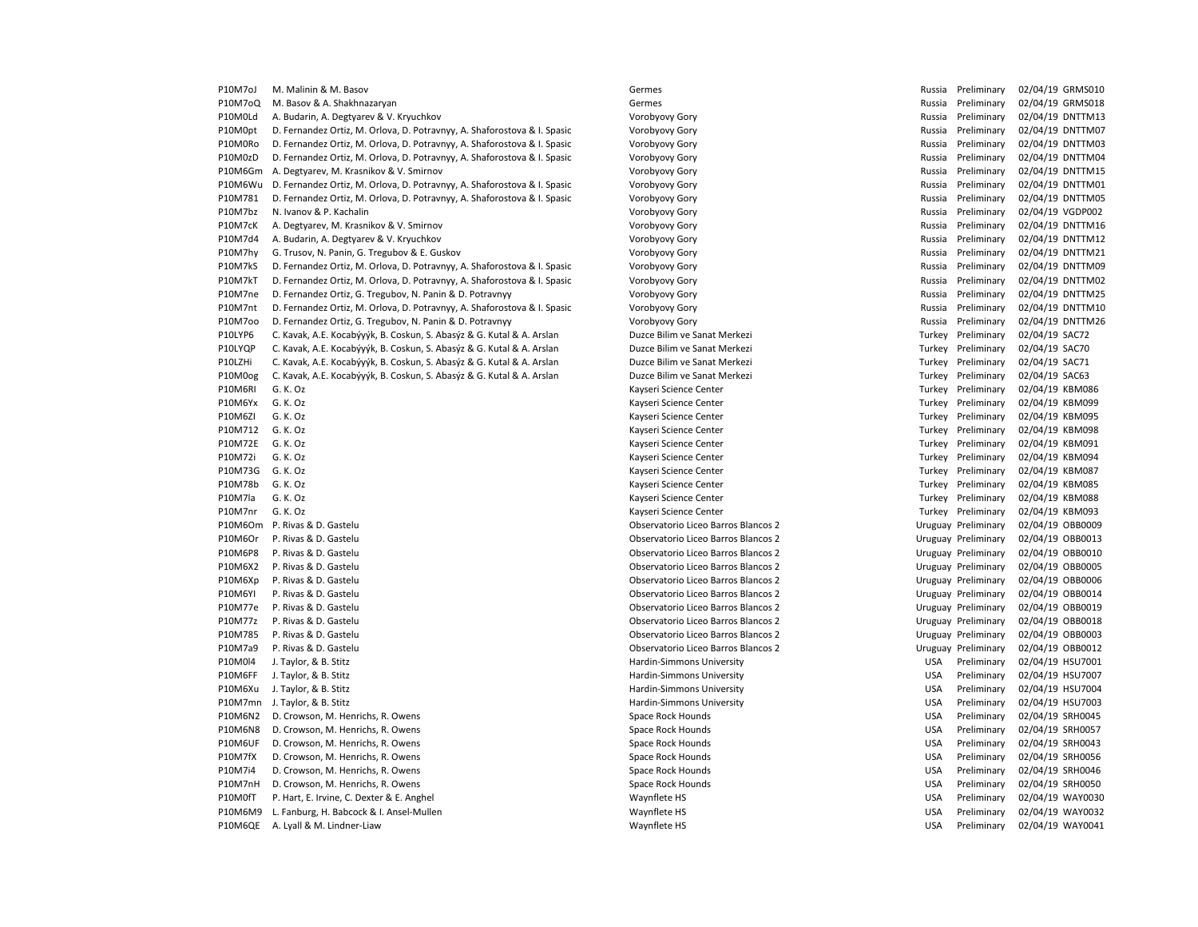| | | | | | | |
|---|---|---|---|---|---|---|
| P10M7oJ | M. Malinin & M. Basov | Germes | Russia | Preliminary | 02/04/19 | GRMS010 |
| P10M7oQ | M. Basov & A. Shakhnazaryan | Germes | Russia | Preliminary | 02/04/19 | GRMS018 |
| P10M0Ld | A. Budarin, A. Degtyarev & V. Kryuchkov | Vorobyovy Gory | Russia | Preliminary | 02/04/19 | DNTTM13 |
| P10M0pt | D. Fernandez Ortiz, M. Orlova, D. Potravnyy, A. Shaforostova & I. Spasic | Vorobyovy Gory | Russia | Preliminary | 02/04/19 | DNTTM07 |
| P10M0Ro | D. Fernandez Ortiz, M. Orlova, D. Potravnyy, A. Shaforostova & I. Spasic | Vorobyovy Gory | Russia | Preliminary | 02/04/19 | DNTTM03 |
| P10M0zD | D. Fernandez Ortiz, M. Orlova, D. Potravnyy, A. Shaforostova & I. Spasic | Vorobyovy Gory | Russia | Preliminary | 02/04/19 | DNTTM04 |
| P10M6Gm | A. Degtyarev, M. Krasnikov & V. Smirnov | Vorobyovy Gory | Russia | Preliminary | 02/04/19 | DNTTM15 |
| P10M6Wu | D. Fernandez Ortiz, M. Orlova, D. Potravnyy, A. Shaforostova & I. Spasic | Vorobyovy Gory | Russia | Preliminary | 02/04/19 | DNTTM01 |
| P10M781 | D. Fernandez Ortiz, M. Orlova, D. Potravnyy, A. Shaforostova & I. Spasic | Vorobyovy Gory | Russia | Preliminary | 02/04/19 | DNTTM05 |
| P10M7bz | N. Ivanov & P. Kachalin | Vorobyovy Gory | Russia | Preliminary | 02/04/19 | VGDP002 |
| P10M7cK | A. Degtyarev, M. Krasnikov & V. Smirnov | Vorobyovy Gory | Russia | Preliminary | 02/04/19 | DNTTM16 |
| P10M7d4 | A. Budarin, A. Degtyarev & V. Kryuchkov | Vorobyovy Gory | Russia | Preliminary | 02/04/19 | DNTTM12 |
| P10M7hy | G. Trusov, N. Panin, G. Tregubov & E. Guskov | Vorobyovy Gory | Russia | Preliminary | 02/04/19 | DNTTM21 |
| P10M7kS | D. Fernandez Ortiz, M. Orlova, D. Potravnyy, A. Shaforostova & I. Spasic | Vorobyovy Gory | Russia | Preliminary | 02/04/19 | DNTTM09 |
| P10M7kT | D. Fernandez Ortiz, M. Orlova, D. Potravnyy, A. Shaforostova & I. Spasic | Vorobyovy Gory | Russia | Preliminary | 02/04/19 | DNTTM02 |
| P10M7ne | D. Fernandez Ortiz, G. Tregubov, N. Panin & D. Potravnyy | Vorobyovy Gory | Russia | Preliminary | 02/04/19 | DNTTM25 |
| P10M7nt | D. Fernandez Ortiz, M. Orlova, D. Potravnyy, A. Shaforostova & I. Spasic | Vorobyovy Gory | Russia | Preliminary | 02/04/19 | DNTTM10 |
| P10M7oo | D. Fernandez Ortiz, G. Tregubov, N. Panin & D. Potravnyy | Vorobyovy Gory | Russia | Preliminary | 02/04/19 | DNTTM26 |
| P10LYP6 | C. Kavak, A.E. Kocabýyýk, B. Coskun, S. Abasýz & G. Kutal & A. Arslan | Duzce Bilim ve Sanat Merkezi | Turkey | Preliminary | 02/04/19 | SAC72 |
| P10LYQP | C. Kavak, A.E. Kocabýyýk, B. Coskun, S. Abasýz & G. Kutal & A. Arslan | Duzce Bilim ve Sanat Merkezi | Turkey | Preliminary | 02/04/19 | SAC70 |
| P10LZHi | C. Kavak, A.E. Kocabýyýk, B. Coskun, S. Abasýz & G. Kutal & A. Arslan | Duzce Bilim ve Sanat Merkezi | Turkey | Preliminary | 02/04/19 | SAC71 |
| P10M0og | C. Kavak, A.E. Kocabýyýk, B. Coskun, S. Abasýz & G. Kutal & A. Arslan | Duzce Bilim ve Sanat Merkezi | Turkey | Preliminary | 02/04/19 | SAC63 |
| P10M6RI | G. K. Oz | Kayseri Science Center | Turkey | Preliminary | 02/04/19 | KBM086 |
| P10M6Yx | G. K. Oz | Kayseri Science Center | Turkey | Preliminary | 02/04/19 | KBM099 |
| P10M6ZI | G. K. Oz | Kayseri Science Center | Turkey | Preliminary | 02/04/19 | KBM095 |
| P10M712 | G. K. Oz | Kayseri Science Center | Turkey | Preliminary | 02/04/19 | KBM098 |
| P10M72E | G. K. Oz | Kayseri Science Center | Turkey | Preliminary | 02/04/19 | KBM091 |
| P10M72i | G. K. Oz | Kayseri Science Center | Turkey | Preliminary | 02/04/19 | KBM094 |
| P10M73G | G. K. Oz | Kayseri Science Center | Turkey | Preliminary | 02/04/19 | KBM087 |
| P10M78b | G. K. Oz | Kayseri Science Center | Turkey | Preliminary | 02/04/19 | KBM085 |
| P10M7la | G. K. Oz | Kayseri Science Center | Turkey | Preliminary | 02/04/19 | KBM088 |
| P10M7nr | G. K. Oz | Kayseri Science Center | Turkey | Preliminary | 02/04/19 | KBM093 |
| P10M6Om | P. Rivas & D. Gastelu | Observatorio Liceo Barros Blancos 2 | Uruguay | Preliminary | 02/04/19 | OBB0009 |
| P10M6Or | P. Rivas & D. Gastelu | Observatorio Liceo Barros Blancos 2 | Uruguay | Preliminary | 02/04/19 | OBB0013 |
| P10M6P8 | P. Rivas & D. Gastelu | Observatorio Liceo Barros Blancos 2 | Uruguay | Preliminary | 02/04/19 | OBB0010 |
| P10M6X2 | P. Rivas & D. Gastelu | Observatorio Liceo Barros Blancos 2 | Uruguay | Preliminary | 02/04/19 | OBB0005 |
| P10M6Xp | P. Rivas & D. Gastelu | Observatorio Liceo Barros Blancos 2 | Uruguay | Preliminary | 02/04/19 | OBB0006 |
| P10M6YI | P. Rivas & D. Gastelu | Observatorio Liceo Barros Blancos 2 | Uruguay | Preliminary | 02/04/19 | OBB0014 |
| P10M77e | P. Rivas & D. Gastelu | Observatorio Liceo Barros Blancos 2 | Uruguay | Preliminary | 02/04/19 | OBB0019 |
| P10M77z | P. Rivas & D. Gastelu | Observatorio Liceo Barros Blancos 2 | Uruguay | Preliminary | 02/04/19 | OBB0018 |
| P10M785 | P. Rivas & D. Gastelu | Observatorio Liceo Barros Blancos 2 | Uruguay | Preliminary | 02/04/19 | OBB0003 |
| P10M7a9 | P. Rivas & D. Gastelu | Observatorio Liceo Barros Blancos 2 | Uruguay | Preliminary | 02/04/19 | OBB0012 |
| P10M0l4 | J. Taylor, & B. Stitz | Hardin-Simmons University | USA | Preliminary | 02/04/19 | HSU7001 |
| P10M6FF | J. Taylor, & B. Stitz | Hardin-Simmons University | USA | Preliminary | 02/04/19 | HSU7007 |
| P10M6Xu | J. Taylor, & B. Stitz | Hardin-Simmons University | USA | Preliminary | 02/04/19 | HSU7004 |
| P10M7mn | J. Taylor, & B. Stitz | Hardin-Simmons University | USA | Preliminary | 02/04/19 | HSU7003 |
| P10M6N2 | D. Crowson, M. Henrichs, R. Owens | Space Rock Hounds | USA | Preliminary | 02/04/19 | SRH0045 |
| P10M6N8 | D. Crowson, M. Henrichs, R. Owens | Space Rock Hounds | USA | Preliminary | 02/04/19 | SRH0057 |
| P10M6UF | D. Crowson, M. Henrichs, R. Owens | Space Rock Hounds | USA | Preliminary | 02/04/19 | SRH0043 |
| P10M7fX | D. Crowson, M. Henrichs, R. Owens | Space Rock Hounds | USA | Preliminary | 02/04/19 | SRH0056 |
| P10M7i4 | D. Crowson, M. Henrichs, R. Owens | Space Rock Hounds | USA | Preliminary | 02/04/19 | SRH0046 |
| P10M7nH | D. Crowson, M. Henrichs, R. Owens | Space Rock Hounds | USA | Preliminary | 02/04/19 | SRH0050 |
| P10M0fT | P. Hart, E. Irvine, C. Dexter & E. Anghel | Waynflete HS | USA | Preliminary | 02/04/19 | WAY0030 |
| P10M6M9 | L. Fanburg, H. Babcock & I. Ansel-Mullen | Waynflete HS | USA | Preliminary | 02/04/19 | WAY0032 |
| P10M6QE | A. Lyall & M. Lindner-Liaw | Waynflete HS | USA | Preliminary | 02/04/19 | WAY0041 |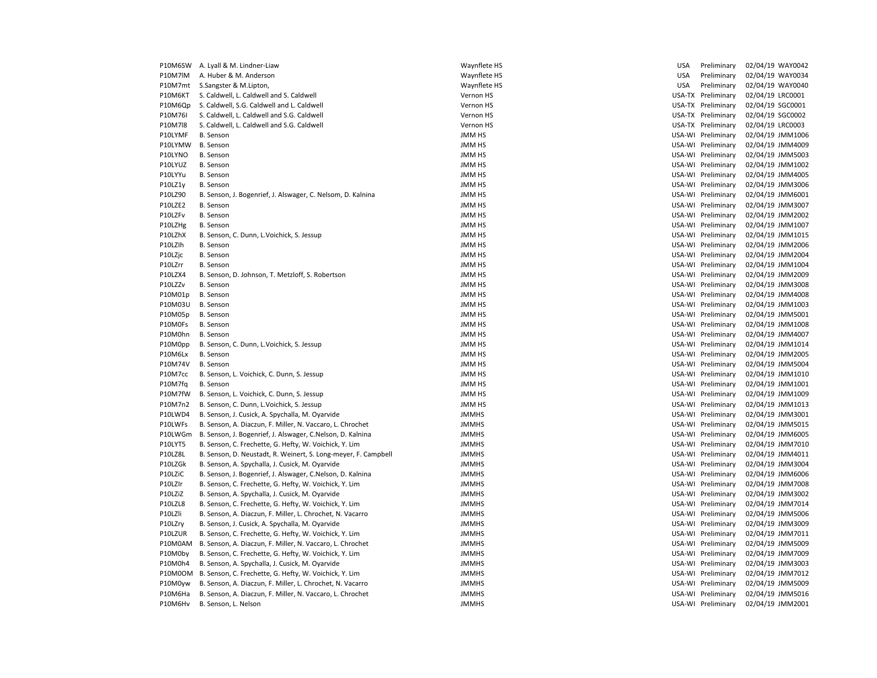| | | | | | | |
|---|---|---|---|---|---|---|
| P10M6SW | A. Lyall & M. Lindner-Liaw | Waynflete HS | USA | Preliminary | 02/04/19 | WAY0042 |
| P10M7lM | A. Huber & M. Anderson | Waynflete HS | USA | Preliminary | 02/04/19 | WAY0034 |
| P10M7mt | S.Sangster & M.Lipton, | Waynflete HS | USA | Preliminary | 02/04/19 | WAY0040 |
| P10M6KT | S. Caldwell, L. Caldwell and S. Caldwell | Vernon HS | USA-TX | Preliminary | 02/04/19 | LRC0001 |
| P10M6Qp | S. Caldwell, S.G. Caldwell and L. Caldwell | Vernon HS | USA-TX | Preliminary | 02/04/19 | SGC0001 |
| P10M76I | S. Caldwell, L. Caldwell and S.G. Caldwell | Vernon HS | USA-TX | Preliminary | 02/04/19 | SGC0002 |
| P10M7l8 | S. Caldwell, L. Caldwell and S.G. Caldwell | Vernon HS | USA-TX | Preliminary | 02/04/19 | LRC0003 |
| P10LYMF | B. Senson | JMM HS | USA-WI | Preliminary | 02/04/19 | JMM1006 |
| P10LYMW | B. Senson | JMM HS | USA-WI | Preliminary | 02/04/19 | JMM4009 |
| P10LYNO | B. Senson | JMM HS | USA-WI | Preliminary | 02/04/19 | JMM5003 |
| P10LYUZ | B. Senson | JMM HS | USA-WI | Preliminary | 02/04/19 | JMM1002 |
| P10LYYu | B. Senson | JMM HS | USA-WI | Preliminary | 02/04/19 | JMM4005 |
| P10LZ1y | B. Senson | JMM HS | USA-WI | Preliminary | 02/04/19 | JMM3006 |
| P10LZ90 | B. Senson, J. Bogenrief, J. Alswager, C. Nelsom, D. Kalnina | JMM HS | USA-WI | Preliminary | 02/04/19 | JMM6001 |
| P10LZE2 | B. Senson | JMM HS | USA-WI | Preliminary | 02/04/19 | JMM3007 |
| P10LZFv | B. Senson | JMM HS | USA-WI | Preliminary | 02/04/19 | JMM2002 |
| P10LZHg | B. Senson | JMM HS | USA-WI | Preliminary | 02/04/19 | JMM1007 |
| P10LZhX | B. Senson, C. Dunn, L.Voichick, S. Jessup | JMM HS | USA-WI | Preliminary | 02/04/19 | JMM1015 |
| P10LZlh | B. Senson | JMM HS | USA-WI | Preliminary | 02/04/19 | JMM2006 |
| P10LZjc | B. Senson | JMM HS | USA-WI | Preliminary | 02/04/19 | JMM2004 |
| P10LZrr | B. Senson | JMM HS | USA-WI | Preliminary | 02/04/19 | JMM1004 |
| P10LZX4 | B. Senson, D. Johnson, T. Metzloff, S. Robertson | JMM HS | USA-WI | Preliminary | 02/04/19 | JMM2009 |
| P10LZZv | B. Senson | JMM HS | USA-WI | Preliminary | 02/04/19 | JMM3008 |
| P10M01p | B. Senson | JMM HS | USA-WI | Preliminary | 02/04/19 | JMM4008 |
| P10M03U | B. Senson | JMM HS | USA-WI | Preliminary | 02/04/19 | JMM1003 |
| P10M05p | B. Senson | JMM HS | USA-WI | Preliminary | 02/04/19 | JMM5001 |
| P10M0Fs | B. Senson | JMM HS | USA-WI | Preliminary | 02/04/19 | JMM1008 |
| P10M0hn | B. Senson | JMM HS | USA-WI | Preliminary | 02/04/19 | JMM4007 |
| P10M0pp | B. Senson, C. Dunn, L.Voichick, S. Jessup | JMM HS | USA-WI | Preliminary | 02/04/19 | JMM1014 |
| P10M6Lx | B. Senson | JMM HS | USA-WI | Preliminary | 02/04/19 | JMM2005 |
| P10M74V | B. Senson | JMM HS | USA-WI | Preliminary | 02/04/19 | JMM5004 |
| P10M7cc | B. Senson, L. Voichick, C. Dunn, S. Jessup | JMM HS | USA-WI | Preliminary | 02/04/19 | JMM1010 |
| P10M7fq | B. Senson | JMM HS | USA-WI | Preliminary | 02/04/19 | JMM1001 |
| P10M7fW | B. Senson, L. Voichick, C. Dunn, S. Jessup | JMM HS | USA-WI | Preliminary | 02/04/19 | JMM1009 |
| P10M7n2 | B. Senson, C. Dunn, L.Voichick, S. Jessup | JMM HS | USA-WI | Preliminary | 02/04/19 | JMM1013 |
| P10LWD4 | B. Senson, J. Cusick, A. Spychalla, M. Oyarvide | JMMHS | USA-WI | Preliminary | 02/04/19 | JMM3001 |
| P10LWFs | B. Senson, A. Diaczun, F. Miller, N. Vaccaro, L. Chrochet | JMMHS | USA-WI | Preliminary | 02/04/19 | JMM5015 |
| P10LWGm | B. Senson, J. Bogenrief, J. Alswager, C.Nelson, D. Kalnina | JMMHS | USA-WI | Preliminary | 02/04/19 | JMM6005 |
| P10LYT5 | B. Senson, C. Frechette, G. Hefty, W. Voichick, Y. Lim | JMMHS | USA-WI | Preliminary | 02/04/19 | JMM7010 |
| P10LZ8L | B. Senson, D. Neustadt, R. Weinert, S. Long-meyer, F. Campbell | JMMHS | USA-WI | Preliminary | 02/04/19 | JMM4011 |
| P10LZGk | B. Senson, A. Spychalla, J. Cusick, M. Oyarvide | JMMHS | USA-WI | Preliminary | 02/04/19 | JMM3004 |
| P10LZiC | B. Senson, J. Bogenrief, J. Alswager, C.Nelson, D. Kalnina | JMMHS | USA-WI | Preliminary | 02/04/19 | JMM6006 |
| P10LZIr | B. Senson, C. Frechette, G. Hefty, W. Voichick, Y. Lim | JMMHS | USA-WI | Preliminary | 02/04/19 | JMM7008 |
| P10LZiZ | B. Senson, A. Spychalla, J. Cusick, M. Oyarvide | JMMHS | USA-WI | Preliminary | 02/04/19 | JMM3002 |
| P10LZL8 | B. Senson, C. Frechette, G. Hefty, W. Voichick, Y. Lim | JMMHS | USA-WI | Preliminary | 02/04/19 | JMM7014 |
| P10LZli | B. Senson, A. Diaczun, F. Miller, L. Chrochet, N. Vacarro | JMMHS | USA-WI | Preliminary | 02/04/19 | JMM5006 |
| P10LZry | B. Senson, J. Cusick, A. Spychalla, M. Oyarvide | JMMHS | USA-WI | Preliminary | 02/04/19 | JMM3009 |
| P10LZUR | B. Senson, C. Frechette, G. Hefty, W. Voichick, Y. Lim | JMMHS | USA-WI | Preliminary | 02/04/19 | JMM7011 |
| P10M0AM | B. Senson, A. Diaczun, F. Miller, N. Vaccaro, L. Chrochet | JMMHS | USA-WI | Preliminary | 02/04/19 | JMM5009 |
| P10M0by | B. Senson, C. Frechette, G. Hefty, W. Voichick, Y. Lim | JMMHS | USA-WI | Preliminary | 02/04/19 | JMM7009 |
| P10M0h4 | B. Senson, A. Spychalla, J. Cusick, M. Oyarvide | JMMHS | USA-WI | Preliminary | 02/04/19 | JMM3003 |
| P10M0OM | B. Senson, C. Frechette, G. Hefty, W. Voichick, Y. Lim | JMMHS | USA-WI | Preliminary | 02/04/19 | JMM7012 |
| P10M0yw | B. Senson, A. Diaczun, F. Miller, L. Chrochet, N. Vacarro | JMMHS | USA-WI | Preliminary | 02/04/19 | JMM5009 |
| P10M6Ha | B. Senson, A. Diaczun, F. Miller, N. Vaccaro, L. Chrochet | JMMHS | USA-WI | Preliminary | 02/04/19 | JMM5016 |
| P10M6Hv | B. Senson, L. Nelson | JMMHS | USA-WI | Preliminary | 02/04/19 | JMM2001 |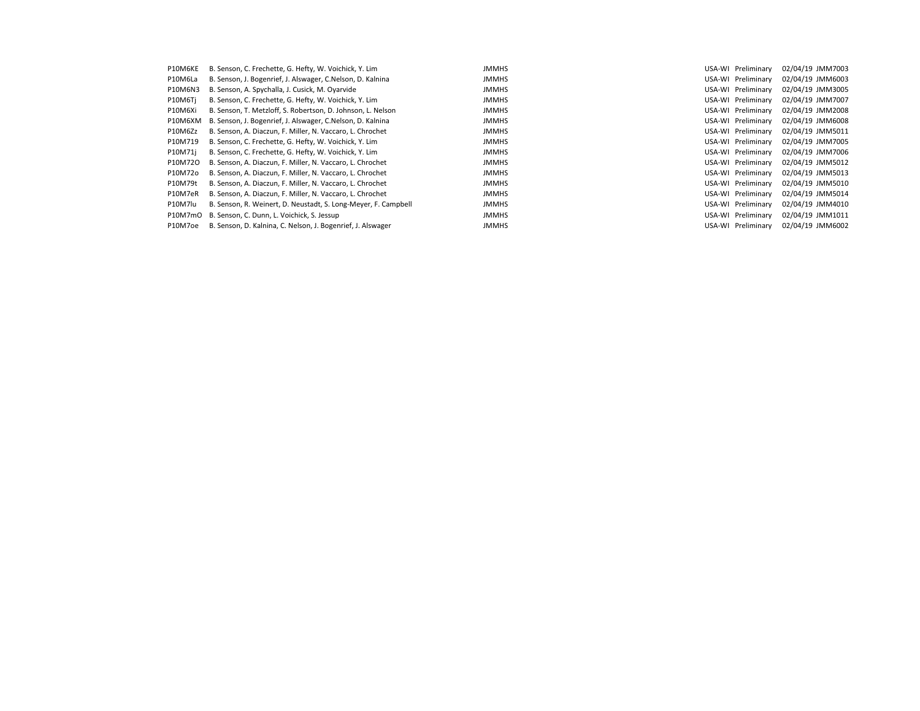| | | | | | | |
|---|---|---|---|---|---|---|
| P10M6KE | B. Senson, C. Frechette, G. Hefty, W. Voichick, Y. Lim | JMMHS | USA-WI | Preliminary | 02/04/19 | JMM7003 |
| P10M6La | B. Senson, J. Bogenrief, J. Alswager, C.Nelson, D. Kalnina | JMMHS | USA-WI | Preliminary | 02/04/19 | JMM6003 |
| P10M6N3 | B. Senson, A. Spychalla, J. Cusick, M. Oyarvide | JMMHS | USA-WI | Preliminary | 02/04/19 | JMM3005 |
| P10M6Tj | B. Senson, C. Frechette, G. Hefty, W. Voichick, Y. Lim | JMMHS | USA-WI | Preliminary | 02/04/19 | JMM7007 |
| P10M6Xi | B. Senson, T. Metzloff, S. Robertson, D. Johnson, L. Nelson | JMMHS | USA-WI | Preliminary | 02/04/19 | JMM2008 |
| P10M6XM | B. Senson, J. Bogenrief, J. Alswager, C.Nelson, D. Kalnina | JMMHS | USA-WI | Preliminary | 02/04/19 | JMM6008 |
| P10M6Zz | B. Senson, A. Diaczun, F. Miller, N. Vaccaro, L. Chrochet | JMMHS | USA-WI | Preliminary | 02/04/19 | JMM5011 |
| P10M719 | B. Senson, C. Frechette, G. Hefty, W. Voichick, Y. Lim | JMMHS | USA-WI | Preliminary | 02/04/19 | JMM7005 |
| P10M71j | B. Senson, C. Frechette, G. Hefty, W. Voichick, Y. Lim | JMMHS | USA-WI | Preliminary | 02/04/19 | JMM7006 |
| P10M72O | B. Senson, A. Diaczun, F. Miller, N. Vaccaro, L. Chrochet | JMMHS | USA-WI | Preliminary | 02/04/19 | JMM5012 |
| P10M72o | B. Senson, A. Diaczun, F. Miller, N. Vaccaro, L. Chrochet | JMMHS | USA-WI | Preliminary | 02/04/19 | JMM5013 |
| P10M79t | B. Senson, A. Diaczun, F. Miller, N. Vaccaro, L. Chrochet | JMMHS | USA-WI | Preliminary | 02/04/19 | JMM5010 |
| P10M7eR | B. Senson, A. Diaczun, F. Miller, N. Vaccaro, L. Chrochet | JMMHS | USA-WI | Preliminary | 02/04/19 | JMM5014 |
| P10M7lu | B. Senson, R. Weinert, D. Neustadt, S. Long-Meyer, F. Campbell | JMMHS | USA-WI | Preliminary | 02/04/19 | JMM4010 |
| P10M7mO | B. Senson, C. Dunn, L. Voichick, S. Jessup | JMMHS | USA-WI | Preliminary | 02/04/19 | JMM1011 |
| P10M7oe | B. Senson, D. Kalnina, C. Nelson, J. Bogenrief, J. Alswager | JMMHS | USA-WI | Preliminary | 02/04/19 | JMM6002 |